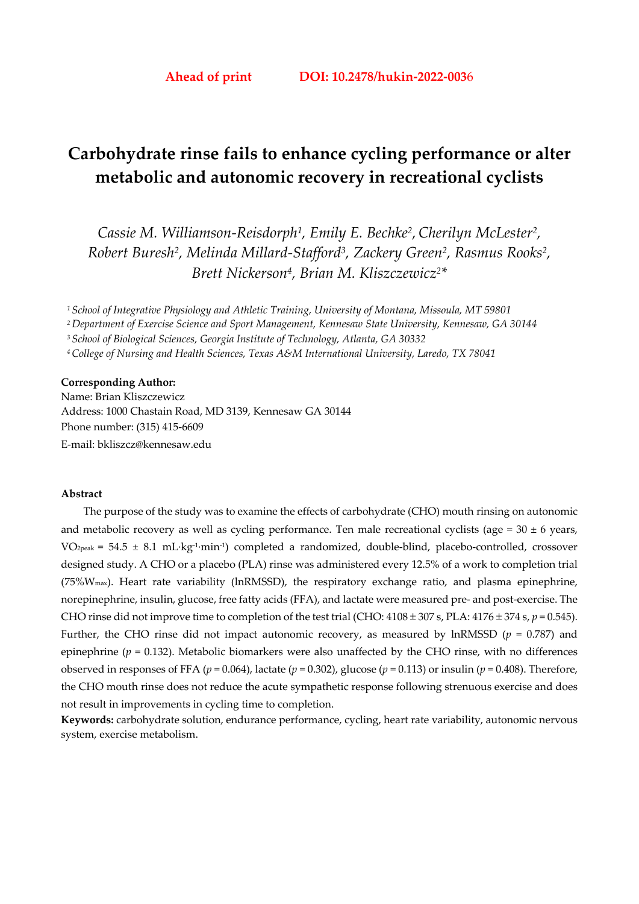**Ahead of print** **DOI: 10.2478/hukin-2022-0036**

# Carbohydrate rinse fails to enhance cycling performance or alter metabolic and autonomic recovery in recreational cyclists

*Cassie M. Williamson-Reisdorph[1], Emily E. Bechke[2], Cherilyn McLester[2], Robert Buresh[2], Melinda Millard-Stafford[3], Zackery Green[2], Rasmus Rooks[2], Brett Nickerson[4], Brian M. Kliszczewicz[2]**

[1] *School of Integrative Physiology and Athletic Training, University of Montana, Missoula, MT 59801*
[2] *Department of Exercise Science and Sport Management, Kennesaw State University, Kennesaw, GA 30144*
[3] *School of Biological Sciences, Georgia Institute of Technology, Atlanta, GA 30332*
[4] *College of Nursing and Health Sciences, Texas A&M International University, Laredo, TX 78041*

**Corresponding Author:**
Name: Brian Kliszczewicz
Address: 1000 Chastain Road, MD 3139, Kennesaw GA 30144
Phone number: (315) 415-6609
E-mail: bkliszcz@kennesaw.edu

**Abstract**

The purpose of the study was to examine the effects of carbohydrate (CHO) mouth rinsing on autonomic and metabolic recovery as well as cycling performance. Ten male recreational cyclists (age = 30 ± 6 years, $VO_{2peak}$ = 54.5 ± 8.1 $mL \cdot kg^{-1} \cdot min^{-1}$) completed a randomized, double-blind, placebo-controlled, crossover designed study. A CHO or a placebo (PLA) rinse was administered every 12.5% of a work to completion trial (75%$W_{max}$). Heart rate variability (lnRMSSD), the respiratory exchange ratio, and plasma epinephrine, norepinephrine, insulin, glucose, free fatty acids (FFA), and lactate were measured pre- and post-exercise. The CHO rinse did not improve time to completion of the test trial (CHO: 4108 ± 307 s, PLA: 4176 ± 374 s, $p$ = 0.545). Further, the CHO rinse did not impact autonomic recovery, as measured by lnRMSSD ($p$ = 0.787) and epinephrine ($p$ = 0.132). Metabolic biomarkers were also unaffected by the CHO rinse, with no differences observed in responses of FFA ($p$ = 0.064), lactate ($p$ = 0.302), glucose ($p$ = 0.113) or insulin ($p$ = 0.408). Therefore, the CHO mouth rinse does not reduce the acute sympathetic response following strenuous exercise and does not result in improvements in cycling time to completion.

**Keywords:** carbohydrate solution, endurance performance, cycling, heart rate variability, autonomic nervous system, exercise metabolism.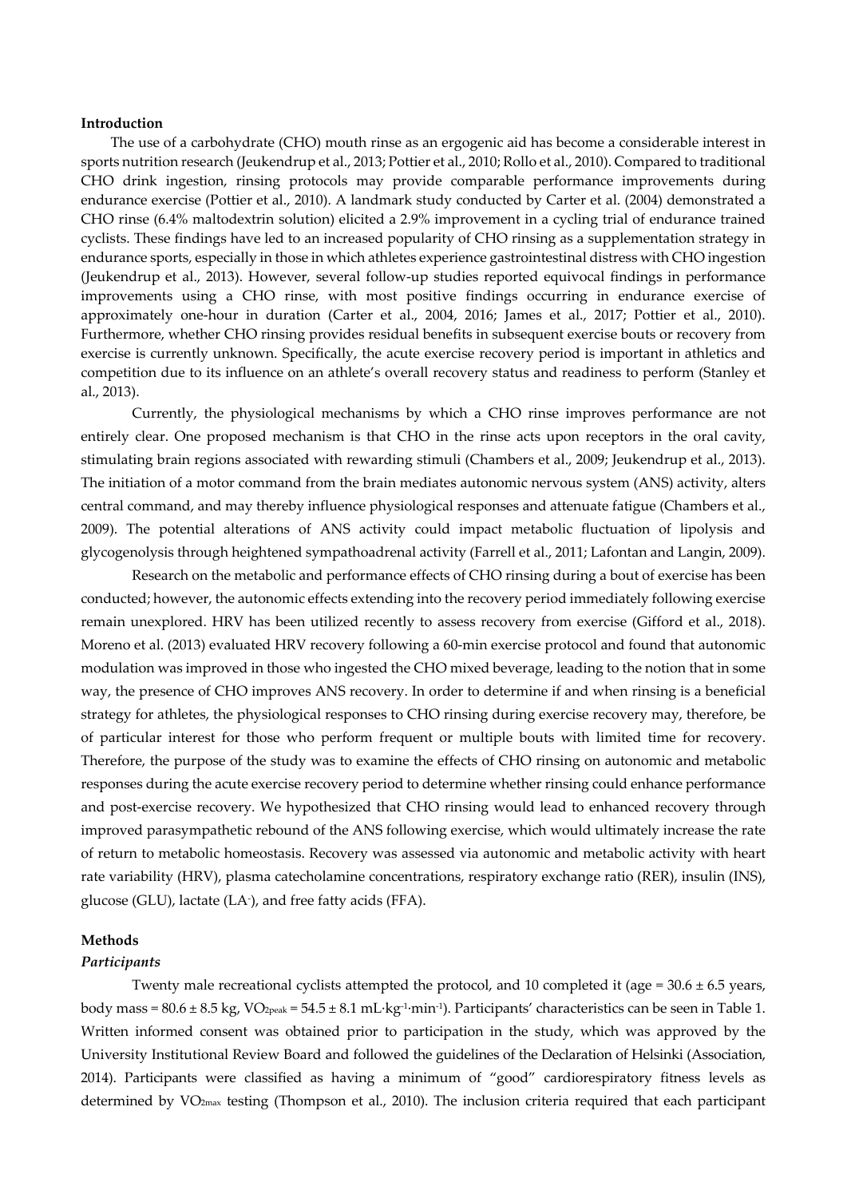## Introduction

The use of a carbohydrate (CHO) mouth rinse as an ergogenic aid has become a considerable interest in sports nutrition research (Jeukendrup et al., 2013; Pottier et al., 2010; Rollo et al., 2010). Compared to traditional CHO drink ingestion, rinsing protocols may provide comparable performance improvements during endurance exercise (Pottier et al., 2010). A landmark study conducted by Carter et al. (2004) demonstrated a CHO rinse (6.4% maltodextrin solution) elicited a 2.9% improvement in a cycling trial of endurance trained cyclists. These findings have led to an increased popularity of CHO rinsing as a supplementation strategy in endurance sports, especially in those in which athletes experience gastrointestinal distress with CHO ingestion (Jeukendrup et al., 2013). However, several follow-up studies reported equivocal findings in performance improvements using a CHO rinse, with most positive findings occurring in endurance exercise of approximately one-hour in duration (Carter et al., 2004, 2016; James et al., 2017; Pottier et al., 2010). Furthermore, whether CHO rinsing provides residual benefits in subsequent exercise bouts or recovery from exercise is currently unknown. Specifically, the acute exercise recovery period is important in athletics and competition due to its influence on an athlete's overall recovery status and readiness to perform (Stanley et al., 2013).

Currently, the physiological mechanisms by which a CHO rinse improves performance are not entirely clear. One proposed mechanism is that CHO in the rinse acts upon receptors in the oral cavity, stimulating brain regions associated with rewarding stimuli (Chambers et al., 2009; Jeukendrup et al., 2013). The initiation of a motor command from the brain mediates autonomic nervous system (ANS) activity, alters central command, and may thereby influence physiological responses and attenuate fatigue (Chambers et al., 2009). The potential alterations of ANS activity could impact metabolic fluctuation of lipolysis and glycogenolysis through heightened sympathoadrenal activity (Farrell et al., 2011; Lafontan and Langin, 2009).

Research on the metabolic and performance effects of CHO rinsing during a bout of exercise has been conducted; however, the autonomic effects extending into the recovery period immediately following exercise remain unexplored. HRV has been utilized recently to assess recovery from exercise (Gifford et al., 2018). Moreno et al. (2013) evaluated HRV recovery following a 60-min exercise protocol and found that autonomic modulation was improved in those who ingested the CHO mixed beverage, leading to the notion that in some way, the presence of CHO improves ANS recovery. In order to determine if and when rinsing is a beneficial strategy for athletes, the physiological responses to CHO rinsing during exercise recovery may, therefore, be of particular interest for those who perform frequent or multiple bouts with limited time for recovery. Therefore, the purpose of the study was to examine the effects of CHO rinsing on autonomic and metabolic responses during the acute exercise recovery period to determine whether rinsing could enhance performance and post-exercise recovery. We hypothesized that CHO rinsing would lead to enhanced recovery through improved parasympathetic rebound of the ANS following exercise, which would ultimately increase the rate of return to metabolic homeostasis. Recovery was assessed via autonomic and metabolic activity with heart rate variability (HRV), plasma catecholamine concentrations, respiratory exchange ratio (RER), insulin (INS), glucose (GLU), lactate ($LA^-$), and free fatty acids (FFA).

## Methods

### *Participants*

Twenty male recreational cyclists attempted the protocol, and 10 completed it (age = 30.6 ± 6.5 years, body mass = 80.6 ± 8.5 kg, $VO_{2peak}$ = 54.5 ± 8.1 $mL \cdot kg^{-1} \cdot min^{-1}$). Participants' characteristics can be seen in Table 1. Written informed consent was obtained prior to participation in the study, which was approved by the University Institutional Review Board and followed the guidelines of the Declaration of Helsinki (Association, 2014). Participants were classified as having a minimum of "good" cardiorespiratory fitness levels as determined by $VO_{2max}$ testing (Thompson et al., 2010). The inclusion criteria required that each participant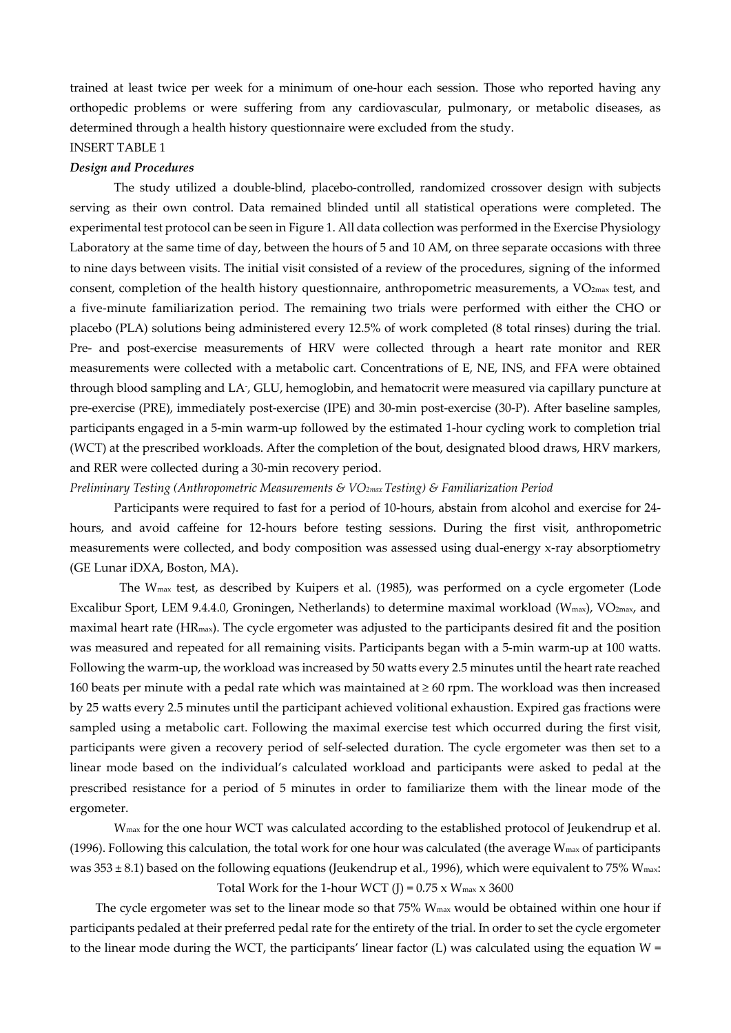trained at least twice per week for a minimum of one-hour each session. Those who reported having any orthopedic problems or were suffering from any cardiovascular, pulmonary, or metabolic diseases, as determined through a health history questionnaire were excluded from the study.

INSERT TABLE 1

***Design and Procedures***

The study utilized a double-blind, placebo-controlled, randomized crossover design with subjects serving as their own control. Data remained blinded until all statistical operations were completed. The experimental test protocol can be seen in Figure 1. All data collection was performed in the Exercise Physiology Laboratory at the same time of day, between the hours of 5 and 10 AM, on three separate occasions with three to nine days between visits. The initial visit consisted of a review of the procedures, signing of the informed consent, completion of the health history questionnaire, anthropometric measurements, a $VO_{2max}$ test, and a five-minute familiarization period. The remaining two trials were performed with either the CHO or placebo (PLA) solutions being administered every 12.5% of work completed (8 total rinses) during the trial. Pre- and post-exercise measurements of HRV were collected through a heart rate monitor and RER measurements were collected with a metabolic cart. Concentrations of E, NE, INS, and FFA were obtained through blood sampling and $LA^-$, GLU, hemoglobin, and hematocrit were measured via capillary puncture at pre-exercise (PRE), immediately post-exercise (IPE) and 30-min post-exercise (30-P). After baseline samples, participants engaged in a 5-min warm-up followed by the estimated 1-hour cycling work to completion trial (WCT) at the prescribed workloads. After the completion of the bout, designated blood draws, HRV markers, and RER were collected during a 30-min recovery period.

*Preliminary Testing (Anthropometric Measurements & $VO_{2max}$ Testing) & Familiarization Period*

Participants were required to fast for a period of 10-hours, abstain from alcohol and exercise for 24-hours, and avoid caffeine for 12-hours before testing sessions. During the first visit, anthropometric measurements were collected, and body composition was assessed using dual-energy x-ray absorptiometry (GE Lunar iDXA, Boston, MA).

The $W_{max}$ test, as described by Kuipers et al. (1985), was performed on a cycle ergometer (Lode Excalibur Sport, LEM 9.4.4.0, Groningen, Netherlands) to determine maximal workload ($W_{max}$), $VO_{2max}$, and maximal heart rate ($HR_{max}$). The cycle ergometer was adjusted to the participants desired fit and the position was measured and repeated for all remaining visits. Participants began with a 5-min warm-up at 100 watts. Following the warm-up, the workload was increased by 50 watts every 2.5 minutes until the heart rate reached 160 beats per minute with a pedal rate which was maintained at ≥ 60 rpm. The workload was then increased by 25 watts every 2.5 minutes until the participant achieved volitional exhaustion. Expired gas fractions were sampled using a metabolic cart. Following the maximal exercise test which occurred during the first visit, participants were given a recovery period of self-selected duration. The cycle ergometer was then set to a linear mode based on the individual's calculated workload and participants were asked to pedal at the prescribed resistance for a period of 5 minutes in order to familiarize them with the linear mode of the ergometer.

$W_{max}$ for the one hour WCT was calculated according to the established protocol of Jeukendrup et al. (1996). Following this calculation, the total work for one hour was calculated (the average $W_{max}$ of participants was 353 ± 8.1) based on the following equations (Jeukendrup et al., 1996), which were equivalent to 75% $W_{max}$:

$$\text{Total Work for the 1-hour WCT (J)} = 0.75 \times W_{max} \times 3600$$

The cycle ergometer was set to the linear mode so that 75% $W_{max}$ would be obtained within one hour if participants pedaled at their preferred pedal rate for the entirety of the trial. In order to set the cycle ergometer to the linear mode during the WCT, the participants' linear factor (L) was calculated using the equation W =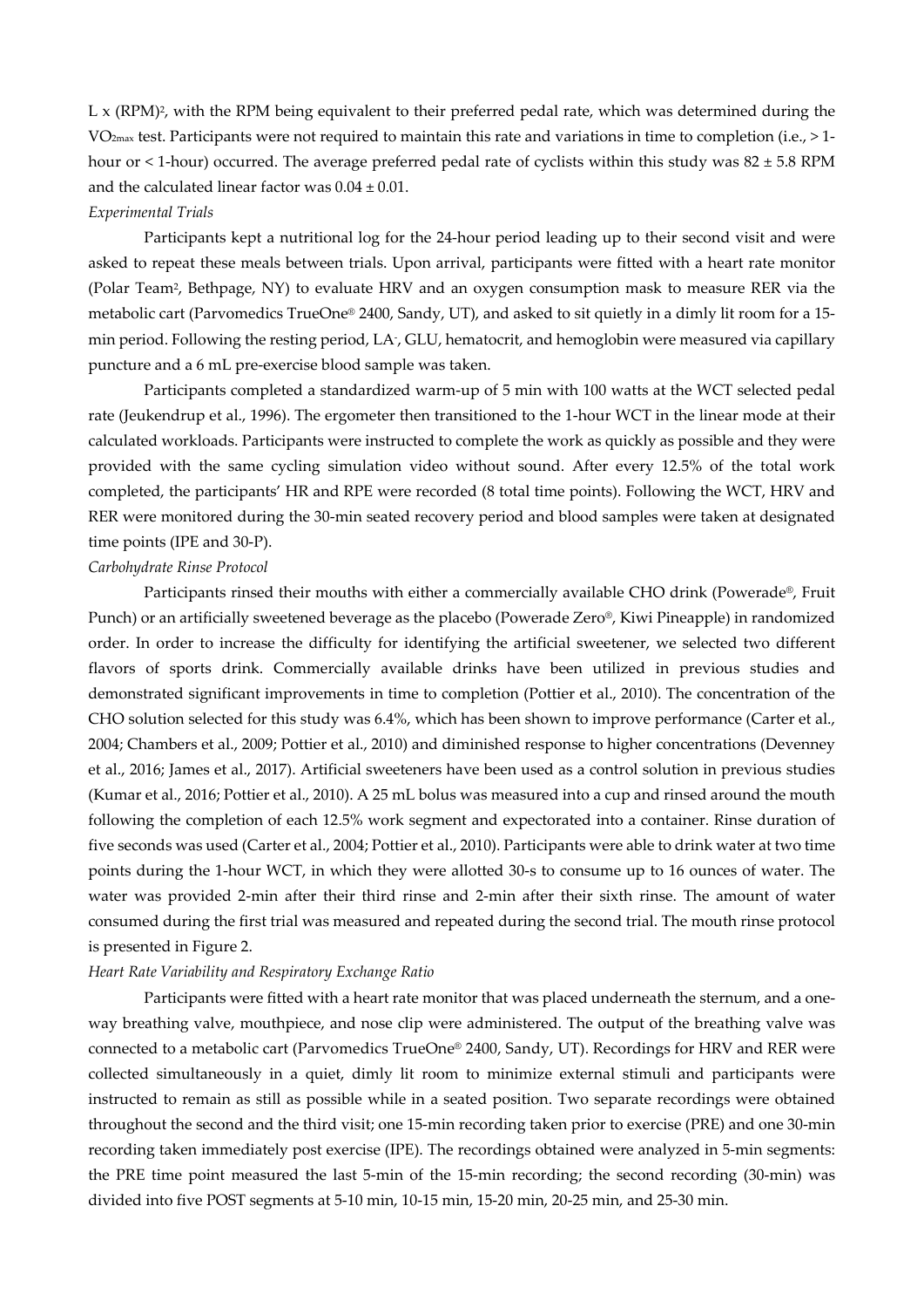L x $(RPM)^2$, with the RPM being equivalent to their preferred pedal rate, which was determined during the $VO_{2max}$ test. Participants were not required to maintain this rate and variations in time to completion (i.e., > 1-hour or < 1-hour) occurred. The average preferred pedal rate of cyclists within this study was $82 \pm 5.8$ RPM and the calculated linear factor was $0.04 \pm 0.01$.

*Experimental Trials*

Participants kept a nutritional log for the 24-hour period leading up to their second visit and were asked to repeat these meals between trials. Upon arrival, participants were fitted with a heart rate monitor (Polar Team[2], Bethpage, NY) to evaluate HRV and an oxygen consumption mask to measure RER via the metabolic cart (Parvomedics TrueOne® 2400, Sandy, UT), and asked to sit quietly in a dimly lit room for a 15-min period. Following the resting period, $LA^-$, GLU, hematocrit, and hemoglobin were measured via capillary puncture and a 6 mL pre-exercise blood sample was taken.

Participants completed a standardized warm-up of 5 min with 100 watts at the WCT selected pedal rate (Jeukendrup et al., 1996). The ergometer then transitioned to the 1-hour WCT in the linear mode at their calculated workloads. Participants were instructed to complete the work as quickly as possible and they were provided with the same cycling simulation video without sound. After every 12.5% of the total work completed, the participants' HR and RPE were recorded (8 total time points). Following the WCT, HRV and RER were monitored during the 30-min seated recovery period and blood samples were taken at designated time points (IPE and 30-P).

*Carbohydrate Rinse Protocol*

Participants rinsed their mouths with either a commercially available CHO drink (Powerade®, Fruit Punch) or an artificially sweetened beverage as the placebo (Powerade Zero®, Kiwi Pineapple) in randomized order. In order to increase the difficulty for identifying the artificial sweetener, we selected two different flavors of sports drink. Commercially available drinks have been utilized in previous studies and demonstrated significant improvements in time to completion (Pottier et al., 2010). The concentration of the CHO solution selected for this study was 6.4%, which has been shown to improve performance (Carter et al., 2004; Chambers et al., 2009; Pottier et al., 2010) and diminished response to higher concentrations (Devenney et al., 2016; James et al., 2017). Artificial sweeteners have been used as a control solution in previous studies (Kumar et al., 2016; Pottier et al., 2010). A 25 mL bolus was measured into a cup and rinsed around the mouth following the completion of each 12.5% work segment and expectorated into a container. Rinse duration of five seconds was used (Carter et al., 2004; Pottier et al., 2010). Participants were able to drink water at two time points during the 1-hour WCT, in which they were allotted 30-s to consume up to 16 ounces of water. The water was provided 2-min after their third rinse and 2-min after their sixth rinse. The amount of water consumed during the first trial was measured and repeated during the second trial. The mouth rinse protocol is presented in Figure 2.

*Heart Rate Variability and Respiratory Exchange Ratio*

Participants were fitted with a heart rate monitor that was placed underneath the sternum, and a one-way breathing valve, mouthpiece, and nose clip were administered. The output of the breathing valve was connected to a metabolic cart (Parvomedics TrueOne® 2400, Sandy, UT). Recordings for HRV and RER were collected simultaneously in a quiet, dimly lit room to minimize external stimuli and participants were instructed to remain as still as possible while in a seated position. Two separate recordings were obtained throughout the second and the third visit; one 15-min recording taken prior to exercise (PRE) and one 30-min recording taken immediately post exercise (IPE). The recordings obtained were analyzed in 5-min segments: the PRE time point measured the last 5-min of the 15-min recording; the second recording (30-min) was divided into five POST segments at 5-10 min, 10-15 min, 15-20 min, 20-25 min, and 25-30 min.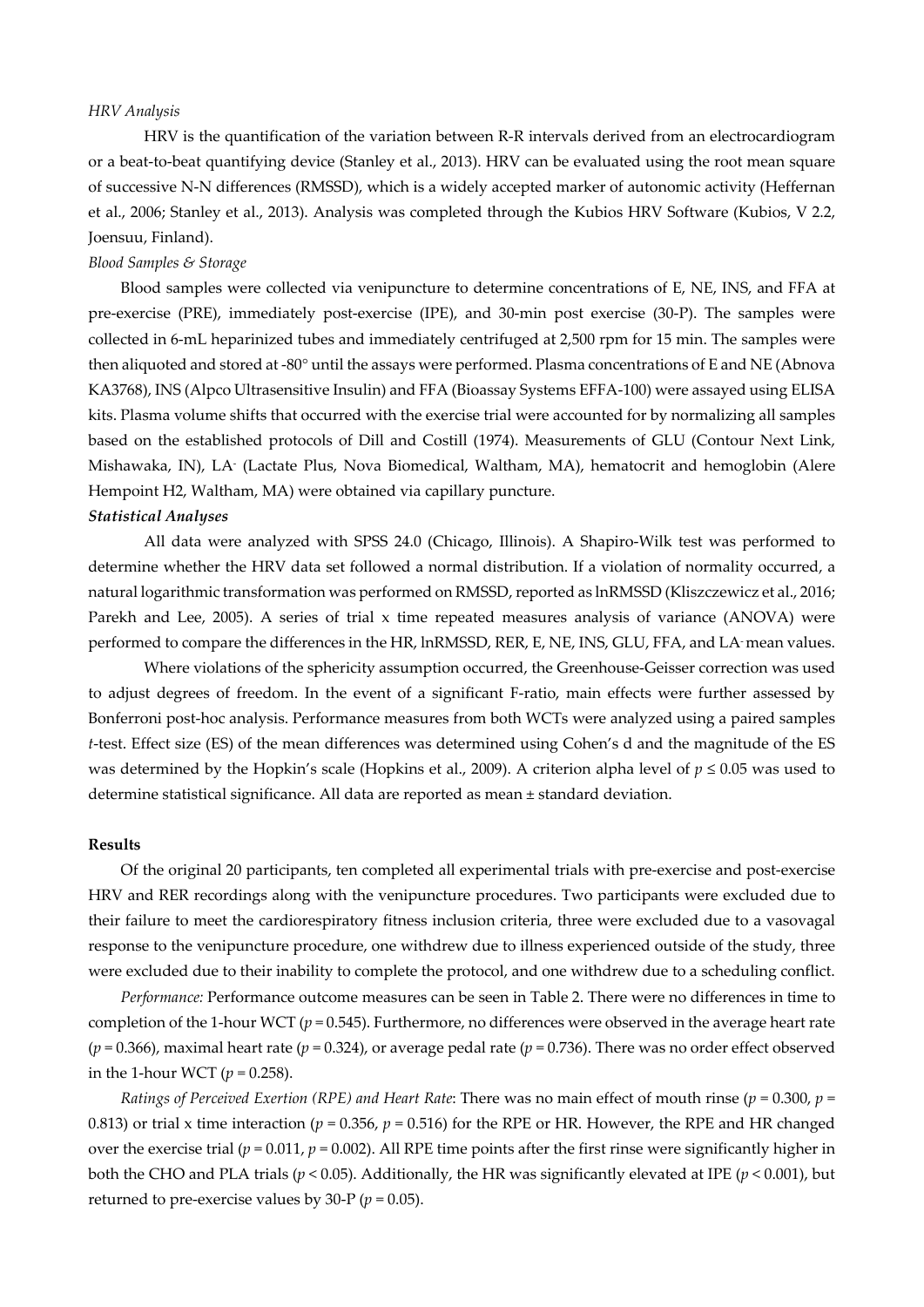*HRV Analysis*

HRV is the quantification of the variation between R-R intervals derived from an electrocardiogram or a beat-to-beat quantifying device (Stanley et al., 2013). HRV can be evaluated using the root mean square of successive N-N differences (RMSSD), which is a widely accepted marker of autonomic activity (Heffernan et al., 2006; Stanley et al., 2013). Analysis was completed through the Kubios HRV Software (Kubios, V 2.2, Joensuu, Finland).

*Blood Samples & Storage*

Blood samples were collected via venipuncture to determine concentrations of E, NE, INS, and FFA at pre-exercise (PRE), immediately post-exercise (IPE), and 30-min post exercise (30-P). The samples were collected in 6-mL heparinized tubes and immediately centrifuged at 2,500 rpm for 15 min. The samples were then aliquoted and stored at -80° until the assays were performed. Plasma concentrations of E and NE (Abnova KA3768), INS (Alpco Ultrasensitive Insulin) and FFA (Bioassay Systems EFFA-100) were assayed using ELISA kits. Plasma volume shifts that occurred with the exercise trial were accounted for by normalizing all samples based on the established protocols of Dill and Costill (1974). Measurements of GLU (Contour Next Link, Mishawaka, IN), $LA^-$ (Lactate Plus, Nova Biomedical, Waltham, MA), hematocrit and hemoglobin (Alere Hempoint H2, Waltham, MA) were obtained via capillary puncture.

***Statistical Analyses***

All data were analyzed with SPSS 24.0 (Chicago, Illinois). A Shapiro-Wilk test was performed to determine whether the HRV data set followed a normal distribution. If a violation of normality occurred, a natural logarithmic transformation was performed on RMSSD, reported as lnRMSSD (Kliszczewicz et al., 2016; Parekh and Lee, 2005). A series of trial x time repeated measures analysis of variance (ANOVA) were performed to compare the differences in the HR, lnRMSSD, RER, E, NE, INS, GLU, FFA, and $LA^-$ mean values.

Where violations of the sphericity assumption occurred, the Greenhouse-Geisser correction was used to adjust degrees of freedom. In the event of a significant F-ratio, main effects were further assessed by Bonferroni post-hoc analysis. Performance measures from both WCTs were analyzed using a paired samples *t*-test. Effect size (ES) of the mean differences was determined using Cohen's d and the magnitude of the ES was determined by the Hopkin's scale (Hopkins et al., 2009). A criterion alpha level of $p \leq 0.05$ was used to determine statistical significance. All data are reported as mean ± standard deviation.

**Results**

Of the original 20 participants, ten completed all experimental trials with pre-exercise and post-exercise HRV and RER recordings along with the venipuncture procedures. Two participants were excluded due to their failure to meet the cardiorespiratory fitness inclusion criteria, three were excluded due to a vasovagal response to the venipuncture procedure, one withdrew due to illness experienced outside of the study, three were excluded due to their inability to complete the protocol, and one withdrew due to a scheduling conflict.

*Performance:* Performance outcome measures can be seen in Table 2. There were no differences in time to completion of the 1-hour WCT ($p = 0.545$). Furthermore, no differences were observed in the average heart rate ($p = 0.366$), maximal heart rate ($p = 0.324$), or average pedal rate ($p = 0.736$). There was no order effect observed in the 1-hour WCT ($p = 0.258$).

*Ratings of Perceived Exertion (RPE) and Heart Rate*: There was no main effect of mouth rinse ($p = 0.300$, $p = 0.813$) or trial x time interaction ($p = 0.356$, $p = 0.516$) for the RPE or HR. However, the RPE and HR changed over the exercise trial ($p = 0.011$, $p = 0.002$). All RPE time points after the first rinse were significantly higher in both the CHO and PLA trials ($p < 0.05$). Additionally, the HR was significantly elevated at IPE ($p < 0.001$), but returned to pre-exercise values by 30-P ($p = 0.05$).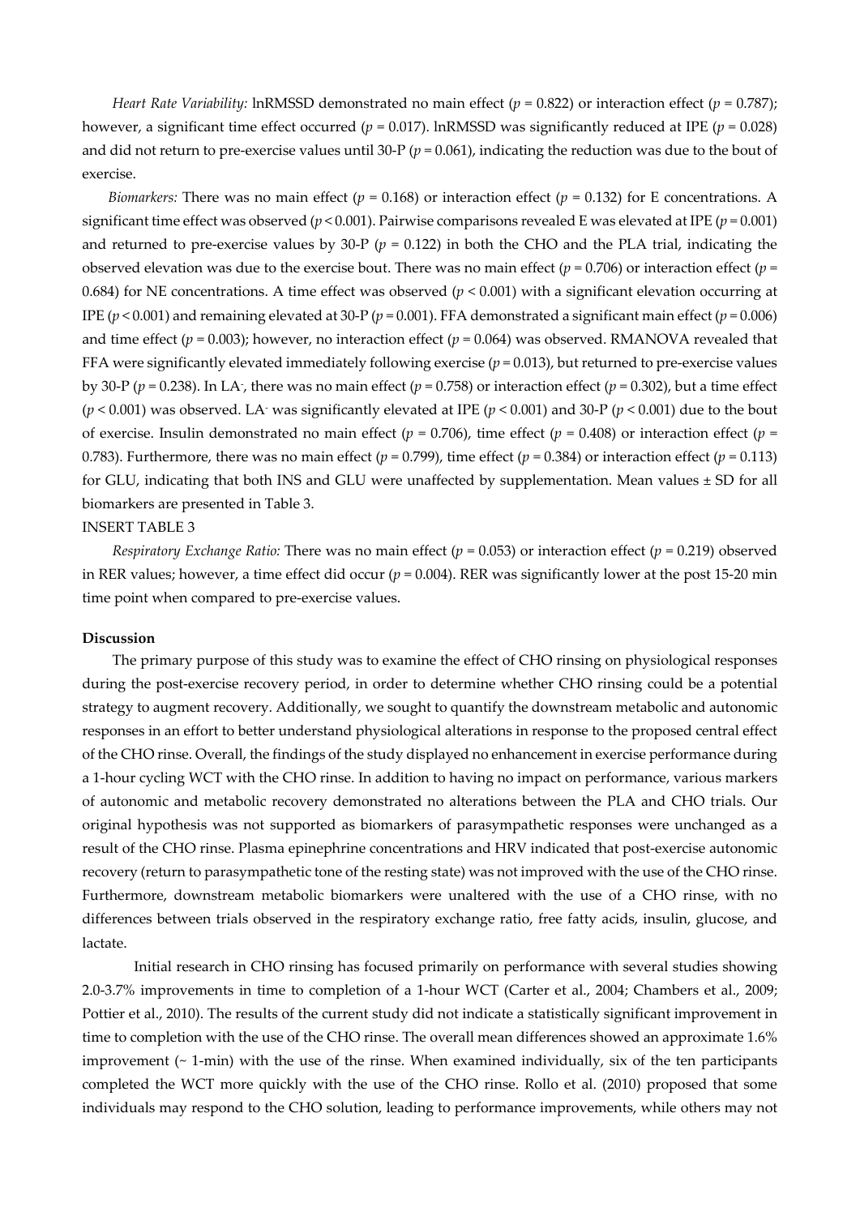*Heart Rate Variability:* lnRMSSD demonstrated no main effect ($p = 0.822$) or interaction effect ($p = 0.787$); however, a significant time effect occurred ($p = 0.017$). lnRMSSD was significantly reduced at IPE ($p = 0.028$) and did not return to pre-exercise values until 30-P ($p = 0.061$), indicating the reduction was due to the bout of exercise.

*Biomarkers:* There was no main effect ($p = 0.168$) or interaction effect ($p = 0.132$) for E concentrations. A significant time effect was observed ($p < 0.001$). Pairwise comparisons revealed E was elevated at IPE ($p = 0.001$) and returned to pre-exercise values by 30-P ($p = 0.122$) in both the CHO and the PLA trial, indicating the observed elevation was due to the exercise bout. There was no main effect ($p = 0.706$) or interaction effect ($p = 0.684$) for NE concentrations. A time effect was observed ($p < 0.001$) with a significant elevation occurring at IPE ($p < 0.001$) and remaining elevated at 30-P ($p = 0.001$). FFA demonstrated a significant main effect ($p = 0.006$) and time effect ($p = 0.003$); however, no interaction effect ($p = 0.064$) was observed. RMANOVA revealed that FFA were significantly elevated immediately following exercise ($p = 0.013$), but returned to pre-exercise values by 30-P ($p = 0.238$). In $LA^-$, there was no main effect ($p = 0.758$) or interaction effect ($p = 0.302$), but a time effect ($p < 0.001$) was observed. $LA^-$ was significantly elevated at IPE ($p < 0.001$) and 30-P ($p < 0.001$) due to the bout of exercise. Insulin demonstrated no main effect ($p = 0.706$), time effect ($p = 0.408$) or interaction effect ($p = 0.783$). Furthermore, there was no main effect ($p = 0.799$), time effect ($p = 0.384$) or interaction effect ($p = 0.113$) for GLU, indicating that both INS and GLU were unaffected by supplementation. Mean values ± SD for all biomarkers are presented in Table 3.

INSERT TABLE 3

*Respiratory Exchange Ratio:* There was no main effect ($p = 0.053$) or interaction effect ($p = 0.219$) observed in RER values; however, a time effect did occur ($p = 0.004$). RER was significantly lower at the post 15-20 min time point when compared to pre-exercise values.

**Discussion**

The primary purpose of this study was to examine the effect of CHO rinsing on physiological responses during the post-exercise recovery period, in order to determine whether CHO rinsing could be a potential strategy to augment recovery. Additionally, we sought to quantify the downstream metabolic and autonomic responses in an effort to better understand physiological alterations in response to the proposed central effect of the CHO rinse. Overall, the findings of the study displayed no enhancement in exercise performance during a 1-hour cycling WCT with the CHO rinse. In addition to having no impact on performance, various markers of autonomic and metabolic recovery demonstrated no alterations between the PLA and CHO trials. Our original hypothesis was not supported as biomarkers of parasympathetic responses were unchanged as a result of the CHO rinse. Plasma epinephrine concentrations and HRV indicated that post-exercise autonomic recovery (return to parasympathetic tone of the resting state) was not improved with the use of the CHO rinse. Furthermore, downstream metabolic biomarkers were unaltered with the use of a CHO rinse, with no differences between trials observed in the respiratory exchange ratio, free fatty acids, insulin, glucose, and lactate.

Initial research in CHO rinsing has focused primarily on performance with several studies showing 2.0-3.7% improvements in time to completion of a 1-hour WCT (Carter et al., 2004; Chambers et al., 2009; Pottier et al., 2010). The results of the current study did not indicate a statistically significant improvement in time to completion with the use of the CHO rinse. The overall mean differences showed an approximate 1.6% improvement (~ 1-min) with the use of the rinse. When examined individually, six of the ten participants completed the WCT more quickly with the use of the CHO rinse. Rollo et al. (2010) proposed that some individuals may respond to the CHO solution, leading to performance improvements, while others may not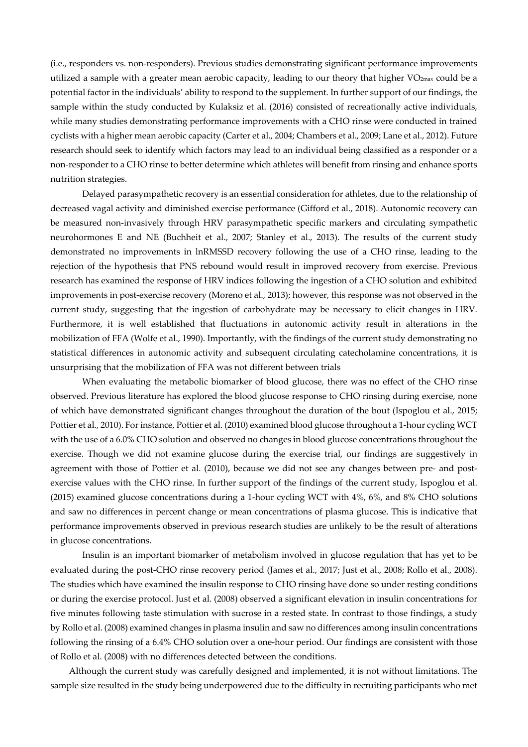(i.e., responders vs. non-responders). Previous studies demonstrating significant performance improvements utilized a sample with a greater mean aerobic capacity, leading to our theory that higher $VO_{2max}$ could be a potential factor in the individuals' ability to respond to the supplement. In further support of our findings, the sample within the study conducted by Kulaksiz et al. (2016) consisted of recreationally active individuals, while many studies demonstrating performance improvements with a CHO rinse were conducted in trained cyclists with a higher mean aerobic capacity (Carter et al., 2004; Chambers et al., 2009; Lane et al., 2012). Future research should seek to identify which factors may lead to an individual being classified as a responder or a non-responder to a CHO rinse to better determine which athletes will benefit from rinsing and enhance sports nutrition strategies.

Delayed parasympathetic recovery is an essential consideration for athletes, due to the relationship of decreased vagal activity and diminished exercise performance (Gifford et al., 2018). Autonomic recovery can be measured non-invasively through HRV parasympathetic specific markers and circulating sympathetic neurohormones E and NE (Buchheit et al., 2007; Stanley et al., 2013). The results of the current study demonstrated no improvements in lnRMSSD recovery following the use of a CHO rinse, leading to the rejection of the hypothesis that PNS rebound would result in improved recovery from exercise. Previous research has examined the response of HRV indices following the ingestion of a CHO solution and exhibited improvements in post-exercise recovery (Moreno et al., 2013); however, this response was not observed in the current study, suggesting that the ingestion of carbohydrate may be necessary to elicit changes in HRV. Furthermore, it is well established that fluctuations in autonomic activity result in alterations in the mobilization of FFA (Wolfe et al., 1990). Importantly, with the findings of the current study demonstrating no statistical differences in autonomic activity and subsequent circulating catecholamine concentrations, it is unsurprising that the mobilization of FFA was not different between trials

When evaluating the metabolic biomarker of blood glucose, there was no effect of the CHO rinse observed. Previous literature has explored the blood glucose response to CHO rinsing during exercise, none of which have demonstrated significant changes throughout the duration of the bout (Ispoglou et al., 2015; Pottier et al., 2010). For instance, Pottier et al. (2010) examined blood glucose throughout a 1-hour cycling WCT with the use of a 6.0% CHO solution and observed no changes in blood glucose concentrations throughout the exercise. Though we did not examine glucose during the exercise trial, our findings are suggestively in agreement with those of Pottier et al. (2010), because we did not see any changes between pre- and post-exercise values with the CHO rinse. In further support of the findings of the current study, Ispoglou et al. (2015) examined glucose concentrations during a 1-hour cycling WCT with 4%, 6%, and 8% CHO solutions and saw no differences in percent change or mean concentrations of plasma glucose. This is indicative that performance improvements observed in previous research studies are unlikely to be the result of alterations in glucose concentrations.

Insulin is an important biomarker of metabolism involved in glucose regulation that has yet to be evaluated during the post-CHO rinse recovery period (James et al., 2017; Just et al., 2008; Rollo et al., 2008). The studies which have examined the insulin response to CHO rinsing have done so under resting conditions or during the exercise protocol. Just et al. (2008) observed a significant elevation in insulin concentrations for five minutes following taste stimulation with sucrose in a rested state. In contrast to those findings, a study by Rollo et al. (2008) examined changes in plasma insulin and saw no differences among insulin concentrations following the rinsing of a 6.4% CHO solution over a one-hour period. Our findings are consistent with those of Rollo et al. (2008) with no differences detected between the conditions.

Although the current study was carefully designed and implemented, it is not without limitations. The sample size resulted in the study being underpowered due to the difficulty in recruiting participants who met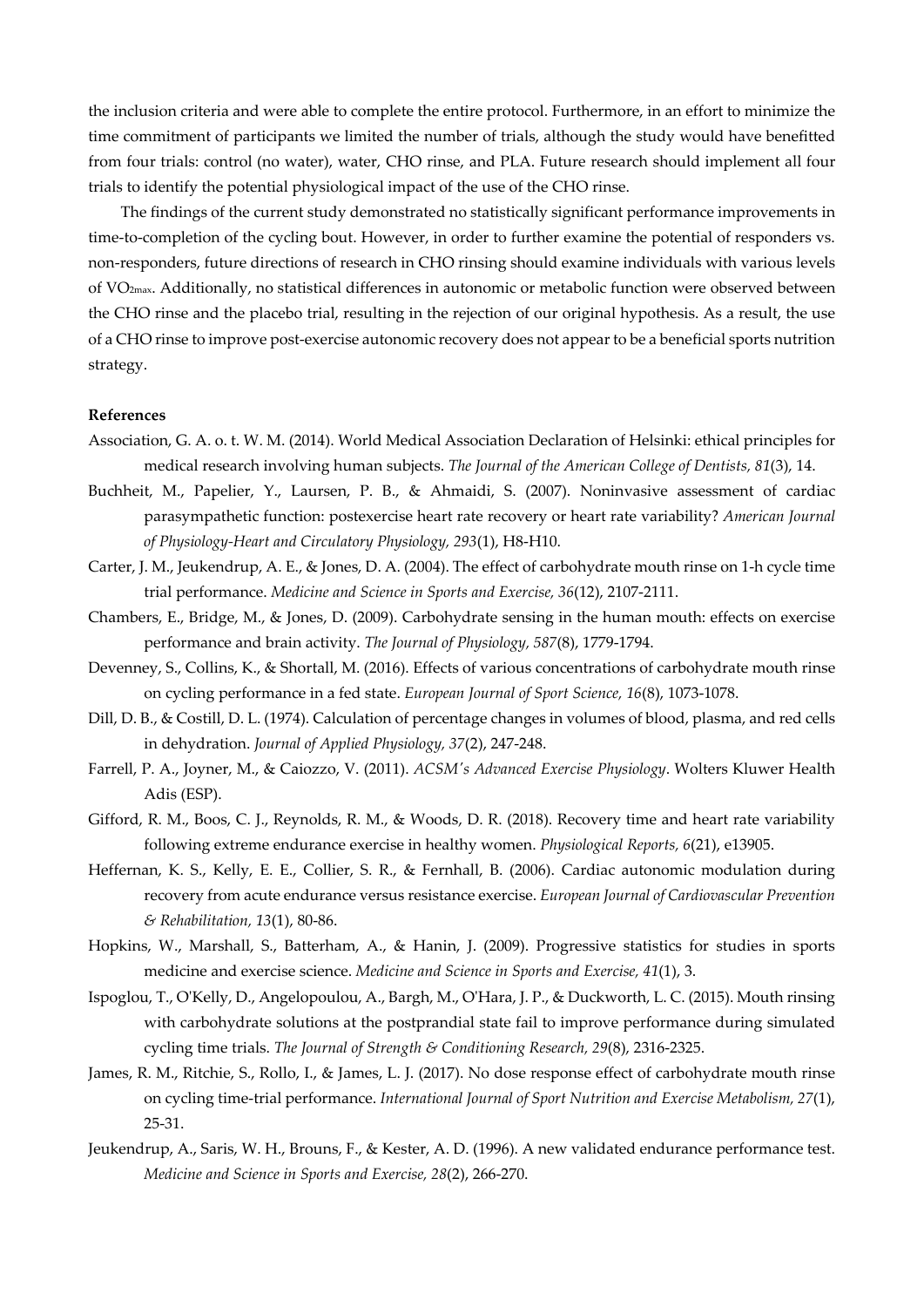the inclusion criteria and were able to complete the entire protocol. Furthermore, in an effort to minimize the time commitment of participants we limited the number of trials, although the study would have benefitted from four trials: control (no water), water, CHO rinse, and PLA. Future research should implement all four trials to identify the potential physiological impact of the use of the CHO rinse.

The findings of the current study demonstrated no statistically significant performance improvements in time-to-completion of the cycling bout. However, in order to further examine the potential of responders vs. non-responders, future directions of research in CHO rinsing should examine individuals with various levels of $VO_{2max}$. Additionally, no statistical differences in autonomic or metabolic function were observed between the CHO rinse and the placebo trial, resulting in the rejection of our original hypothesis. As a result, the use of a CHO rinse to improve post-exercise autonomic recovery does not appear to be a beneficial sports nutrition strategy.

**References**

Association, G. A. o. t. W. M. (2014). World Medical Association Declaration of Helsinki: ethical principles for medical research involving human subjects. *The Journal of the American College of Dentists, 81*(3), 14.

Buchheit, M., Papelier, Y., Laursen, P. B., & Ahmaidi, S. (2007). Noninvasive assessment of cardiac parasympathetic function: postexercise heart rate recovery or heart rate variability? *American Journal of Physiology-Heart and Circulatory Physiology, 293*(1), H8-H10.

Carter, J. M., Jeukendrup, A. E., & Jones, D. A. (2004). The effect of carbohydrate mouth rinse on 1-h cycle time trial performance. *Medicine and Science in Sports and Exercise, 36*(12), 2107-2111.

Chambers, E., Bridge, M., & Jones, D. (2009). Carbohydrate sensing in the human mouth: effects on exercise performance and brain activity. *The Journal of Physiology, 587*(8), 1779-1794.

Devenney, S., Collins, K., & Shortall, M. (2016). Effects of various concentrations of carbohydrate mouth rinse on cycling performance in a fed state. *European Journal of Sport Science, 16*(8), 1073-1078.

Dill, D. B., & Costill, D. L. (1974). Calculation of percentage changes in volumes of blood, plasma, and red cells in dehydration. *Journal of Applied Physiology, 37*(2), 247-248.

Farrell, P. A., Joyner, M., & Caiozzo, V. (2011). *ACSM's Advanced Exercise Physiology*. Wolters Kluwer Health Adis (ESP).

Gifford, R. M., Boos, C. J., Reynolds, R. M., & Woods, D. R. (2018). Recovery time and heart rate variability following extreme endurance exercise in healthy women. *Physiological Reports, 6*(21), e13905.

Heffernan, K. S., Kelly, E. E., Collier, S. R., & Fernhall, B. (2006). Cardiac autonomic modulation during recovery from acute endurance versus resistance exercise. *European Journal of Cardiovascular Prevention & Rehabilitation, 13*(1), 80-86.

Hopkins, W., Marshall, S., Batterham, A., & Hanin, J. (2009). Progressive statistics for studies in sports medicine and exercise science. *Medicine and Science in Sports and Exercise, 41*(1), 3.

Ispoglou, T., O'Kelly, D., Angelopoulou, A., Bargh, M., O'Hara, J. P., & Duckworth, L. C. (2015). Mouth rinsing with carbohydrate solutions at the postprandial state fail to improve performance during simulated cycling time trials. *The Journal of Strength & Conditioning Research, 29*(8), 2316-2325.

James, R. M., Ritchie, S., Rollo, I., & James, L. J. (2017). No dose response effect of carbohydrate mouth rinse on cycling time-trial performance. *International Journal of Sport Nutrition and Exercise Metabolism, 27*(1), 25-31.

Jeukendrup, A., Saris, W. H., Brouns, F., & Kester, A. D. (1996). A new validated endurance performance test. *Medicine and Science in Sports and Exercise, 28*(2), 266-270.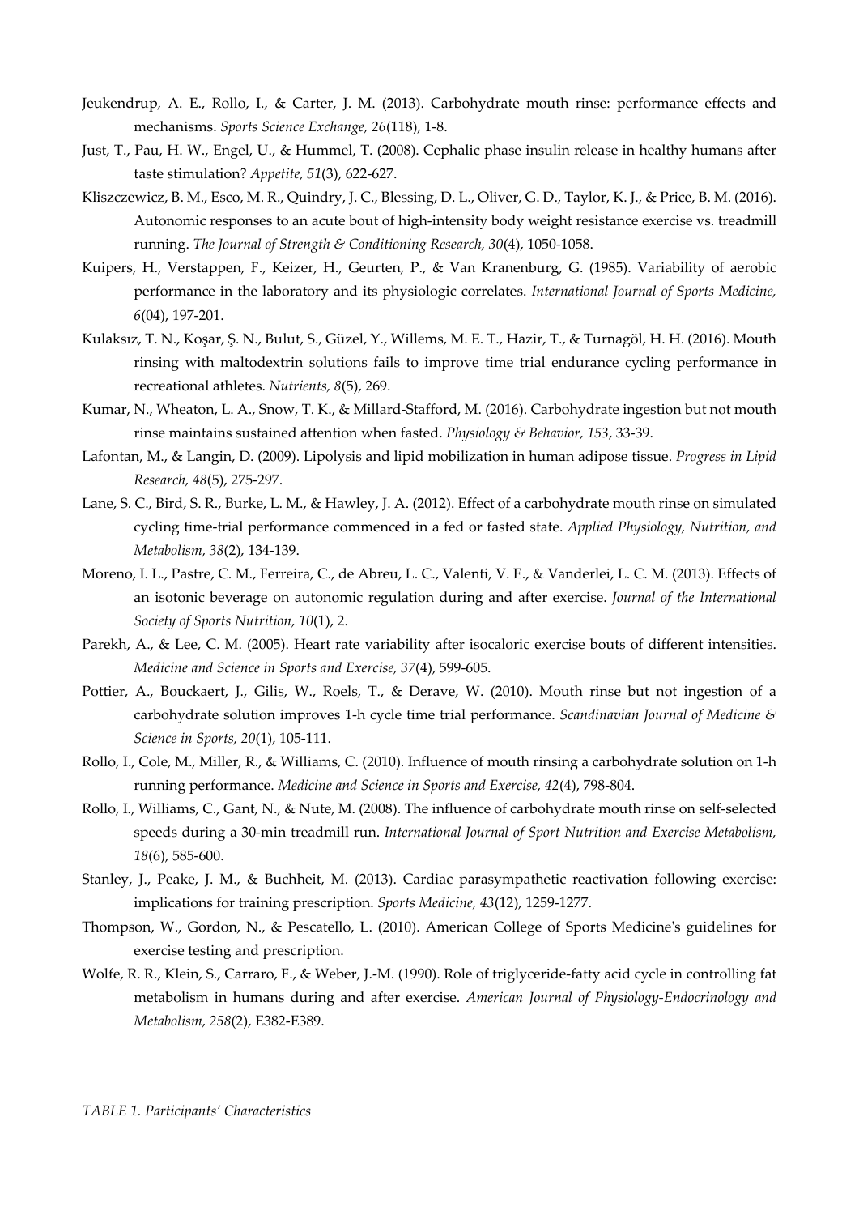Jeukendrup, A. E., Rollo, I., & Carter, J. M. (2013). Carbohydrate mouth rinse: performance effects and mechanisms. *Sports Science Exchange, 26*(118), 1-8.

Just, T., Pau, H. W., Engel, U., & Hummel, T. (2008). Cephalic phase insulin release in healthy humans after taste stimulation? *Appetite, 51*(3), 622-627.

Kliszczewicz, B. M., Esco, M. R., Quindry, J. C., Blessing, D. L., Oliver, G. D., Taylor, K. J., & Price, B. M. (2016). Autonomic responses to an acute bout of high-intensity body weight resistance exercise vs. treadmill running. *The Journal of Strength & Conditioning Research, 30*(4), 1050-1058.

Kuipers, H., Verstappen, F., Keizer, H., Geurten, P., & Van Kranenburg, G. (1985). Variability of aerobic performance in the laboratory and its physiologic correlates. *International Journal of Sports Medicine, 6*(04), 197-201.

Kulaksız, T. N., Koşar, Ş. N., Bulut, S., Güzel, Y., Willems, M. E. T., Hazir, T., & Turnagöl, H. H. (2016). Mouth rinsing with maltodextrin solutions fails to improve time trial endurance cycling performance in recreational athletes. *Nutrients, 8*(5), 269.

Kumar, N., Wheaton, L. A., Snow, T. K., & Millard-Stafford, M. (2016). Carbohydrate ingestion but not mouth rinse maintains sustained attention when fasted. *Physiology & Behavior, 153*, 33-39.

Lafontan, M., & Langin, D. (2009). Lipolysis and lipid mobilization in human adipose tissue. *Progress in Lipid Research, 48*(5), 275-297.

Lane, S. C., Bird, S. R., Burke, L. M., & Hawley, J. A. (2012). Effect of a carbohydrate mouth rinse on simulated cycling time-trial performance commenced in a fed or fasted state. *Applied Physiology, Nutrition, and Metabolism, 38*(2), 134-139.

Moreno, I. L., Pastre, C. M., Ferreira, C., de Abreu, L. C., Valenti, V. E., & Vanderlei, L. C. M. (2013). Effects of an isotonic beverage on autonomic regulation during and after exercise. *Journal of the International Society of Sports Nutrition, 10*(1), 2.

Parekh, A., & Lee, C. M. (2005). Heart rate variability after isocaloric exercise bouts of different intensities. *Medicine and Science in Sports and Exercise, 37*(4), 599-605.

Pottier, A., Bouckaert, J., Gilis, W., Roels, T., & Derave, W. (2010). Mouth rinse but not ingestion of a carbohydrate solution improves 1-h cycle time trial performance. *Scandinavian Journal of Medicine & Science in Sports, 20*(1), 105-111.

Rollo, I., Cole, M., Miller, R., & Williams, C. (2010). Influence of mouth rinsing a carbohydrate solution on 1-h running performance. *Medicine and Science in Sports and Exercise, 42*(4), 798-804.

Rollo, I., Williams, C., Gant, N., & Nute, M. (2008). The influence of carbohydrate mouth rinse on self-selected speeds during a 30-min treadmill run. *International Journal of Sport Nutrition and Exercise Metabolism, 18*(6), 585-600.

Stanley, J., Peake, J. M., & Buchheit, M. (2013). Cardiac parasympathetic reactivation following exercise: implications for training prescription. *Sports Medicine, 43*(12), 1259-1277.

Thompson, W., Gordon, N., & Pescatello, L. (2010). American College of Sports Medicine's guidelines for exercise testing and prescription.

Wolfe, R. R., Klein, S., Carraro, F., & Weber, J.-M. (1990). Role of triglyceride-fatty acid cycle in controlling fat metabolism in humans during and after exercise. *American Journal of Physiology-Endocrinology and Metabolism, 258*(2), E382-E389.

*TABLE 1. Participants' Characteristics*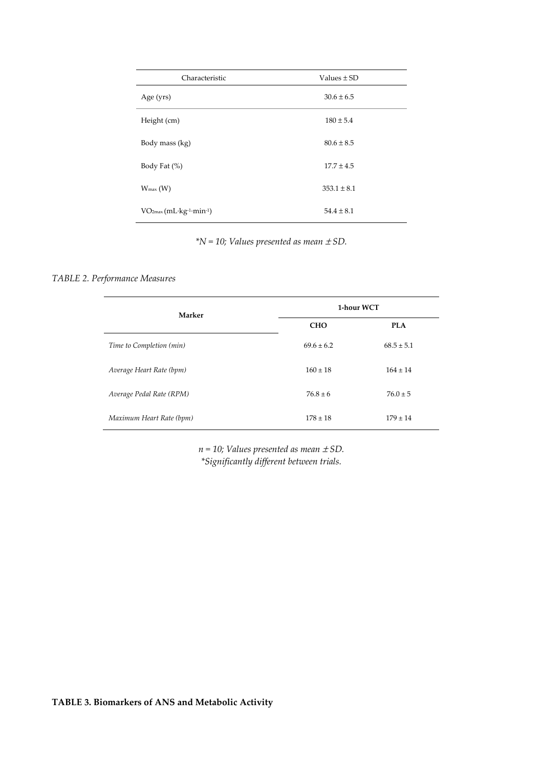| Characteristic | Values ± SD |
|---|---|
| Age (yrs) | 30.6 ± 6.5 |
| Height (cm) | 180 ± 5.4 |
| Body mass (kg) | 80.6 ± 8.5 |
| Body Fat (%) | 17.7 ± 4.5 |
| $W_{max}$ (W) | 353.1 ± 8.1 |
| $VO_{2max}$ ($mL \cdot kg^{-1} \cdot min^{-1}$) | 54.4 ± 8.1 |

*\*N = 10; Values presented as mean ± SD.*

*TABLE 2. Performance Measures*

| **Marker** | **1-hour WCT** | |
|---|---|---|
| | **CHO** | **PLA** |
| *Time to Completion (min)* | 69.6 ± 6.2 | 68.5 ± 5.1 |
| *Average Heart Rate (bpm)* | 160 ± 18 | 164 ± 14 |
| *Average Pedal Rate (RPM)* | 76.8 ± 6 | 76.0 ± 5 |
| *Maximum Heart Rate (bpm)* | 178 ± 18 | 179 ± 14 |

*n = 10; Values presented as mean ± SD.*
*\*Significantly different between trials.*

**TABLE 3. Biomarkers of ANS and Metabolic Activity**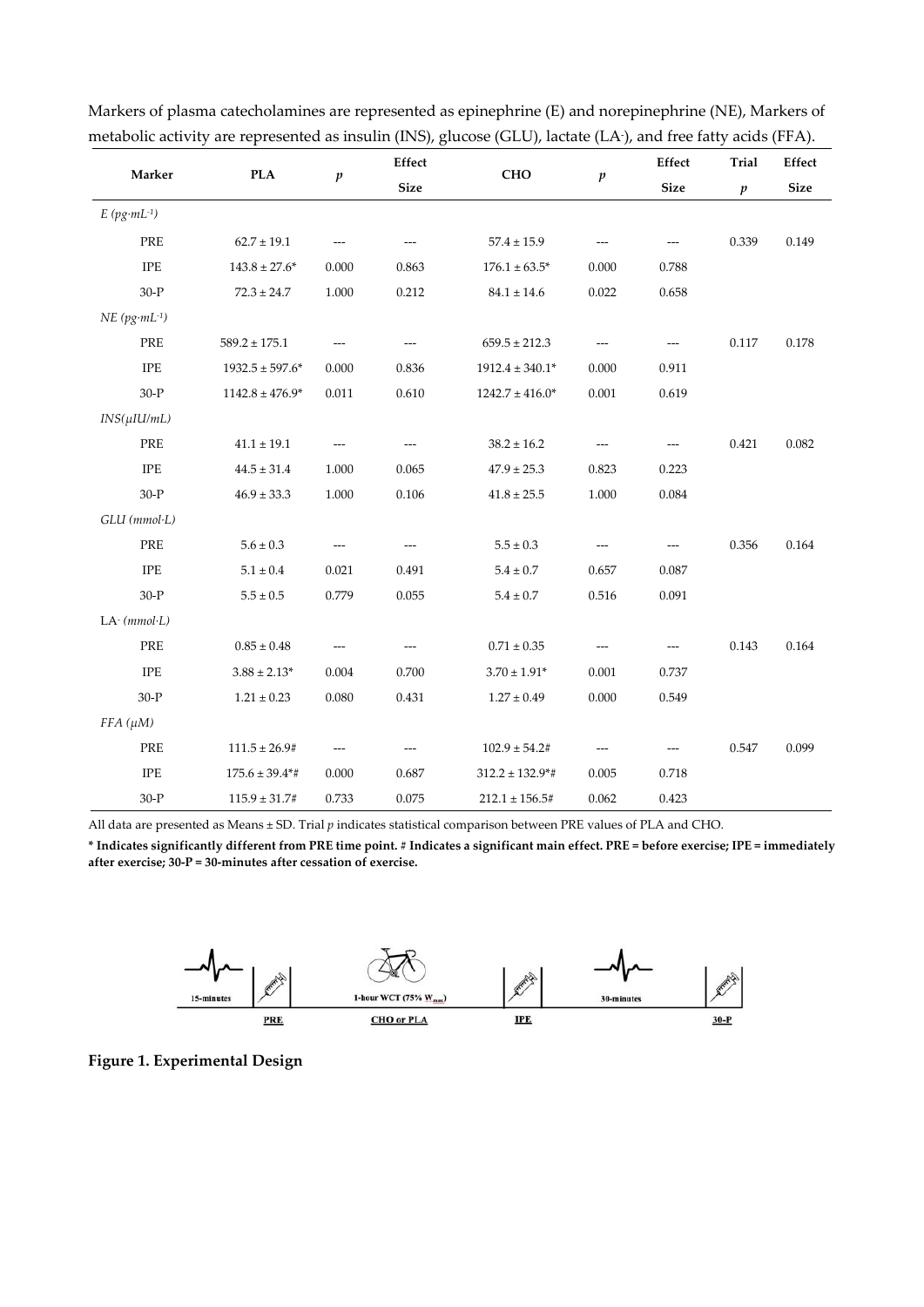Markers of plasma catecholamines are represented as epinephrine (E) and norepinephrine (NE), Markers of metabolic activity are represented as insulin (INS), glucose (GLU), lactate ($LA^-$), and free fatty acids (FFA).

| Marker | PLA | $p$ | Effect Size | CHO | $p$ | Effect Size | Trial $p$ | Effect Size |
|---|---|---|---|---|---|---|---|---|
| *E* ($pg \cdot mL^{-1}$) | | | | | | | | |
| PRE | 62.7 ± 19.1 | --- | --- | 57.4 ± 15.9 | --- | --- | 0.339 | 0.149 |
| IPE | 143.8 ± 27.6* | 0.000 | 0.863 | 176.1 ± 63.5* | 0.000 | 0.788 | | |
| 30-P | 72.3 ± 24.7 | 1.000 | 0.212 | 84.1 ± 14.6 | 0.022 | 0.658 | | |
| *NE* ($pg \cdot mL^{-1}$) | | | | | | | | |
| PRE | 589.2 ± 175.1 | --- | --- | 659.5 ± 212.3 | --- | --- | 0.117 | 0.178 |
| IPE | 1932.5 ± 597.6* | 0.000 | 0.836 | 1912.4 ± 340.1* | 0.000 | 0.911 | | |
| 30-P | 1142.8 ± 476.9* | 0.011 | 0.610 | 1242.7 ± 416.0* | 0.001 | 0.619 | | |
| *INS(μIU/mL)* | | | | | | | | |
| PRE | 41.1 ± 19.1 | --- | --- | 38.2 ± 16.2 | --- | --- | 0.421 | 0.082 |
| IPE | 44.5 ± 31.4 | 1.000 | 0.065 | 47.9 ± 25.3 | 0.823 | 0.223 | | |
| 30-P | 46.9 ± 33.3 | 1.000 | 0.106 | 41.8 ± 25.5 | 1.000 | 0.084 | | |
| *GLU (mmol·L)* | | | | | | | | |
| PRE | 5.6 ± 0.3 | --- | --- | 5.5 ± 0.3 | --- | --- | 0.356 | 0.164 |
| IPE | 5.1 ± 0.4 | 0.021 | 0.491 | 5.4 ± 0.7 | 0.657 | 0.087 | | |
| 30-P | 5.5 ± 0.5 | 0.779 | 0.055 | 5.4 ± 0.7 | 0.516 | 0.091 | | |
| $LA^-$ *(mmol·L)* | | | | | | | | |
| PRE | 0.85 ± 0.48 | --- | --- | 0.71 ± 0.35 | --- | --- | 0.143 | 0.164 |
| IPE | 3.88 ± 2.13* | 0.004 | 0.700 | 3.70 ± 1.91* | 0.001 | 0.737 | | |
| 30-P | 1.21 ± 0.23 | 0.080 | 0.431 | 1.27 ± 0.49 | 0.000 | 0.549 | | |
| *FFA (μM)* | | | | | | | | |
| PRE | 111.5 ± 26.9# | --- | --- | 102.9 ± 54.2# | --- | --- | 0.547 | 0.099 |
| IPE | 175.6 ± 39.4*# | 0.000 | 0.687 | 312.2 ± 132.9*# | 0.005 | 0.718 | | |
| 30-P | 115.9 ± 31.7# | 0.733 | 0.075 | 212.1 ± 156.5# | 0.062 | 0.423 | | |

All data are presented as Means ± SD. Trial $p$ indicates statistical comparison between PRE values of PLA and CHO.

**\* Indicates significantly different from PRE time point. # Indicates a significant main effect. PRE = before exercise; IPE = immediately after exercise; 30-P = 30-minutes after cessation of exercise.**

15-minutes | PRE | 1-hour WCT (75% $W_{max}$) | CHO or PLA | IPE | 30-minutes | 30-P

**Figure 1. Experimental Design**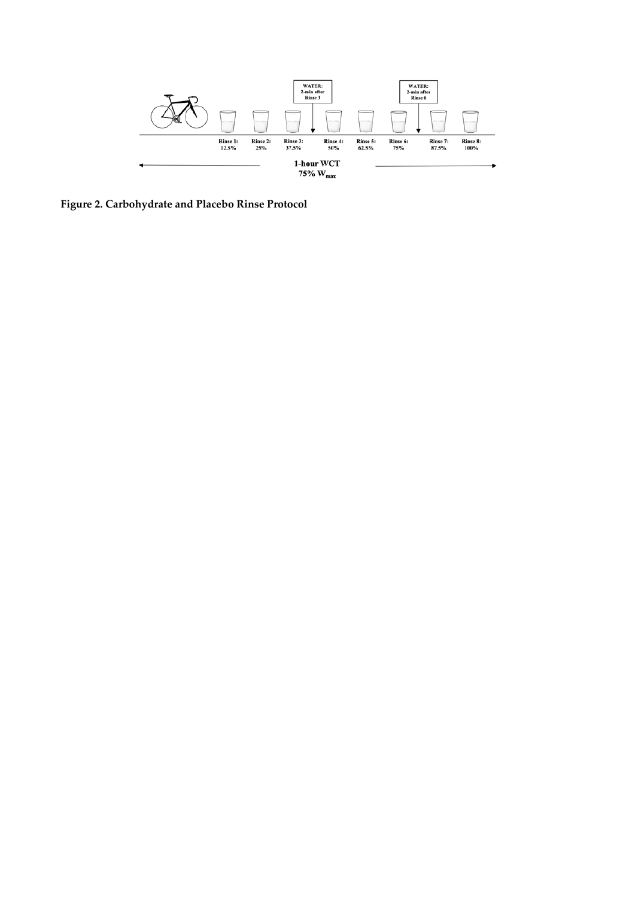WATER:
2-min after
Rinse 3

WATER:
2-min after
Rinse 6

Rinse 1:
12.5%

Rinse 2:
25%

Rinse 3:
37.5%

Rinse 4:
50%

Rinse 5:
62.5%

Rinse 6:
75%

Rinse 7:
87.5%

Rinse 8:
100%

1-hour WCT
75% $W_{max}$

**Figure 2. Carbohydrate and Placebo Rinse Protocol**